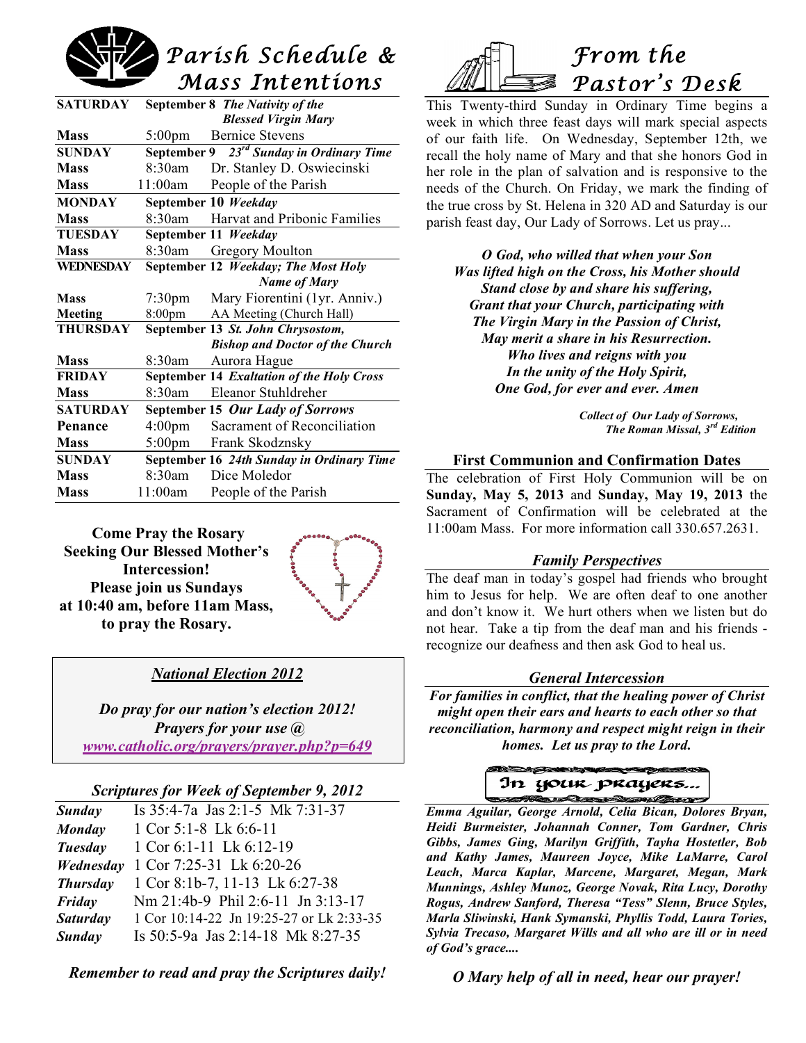# Parish Schedule & Mass Intentions

| | | |
|---|---|---|
| **SATURDAY** | **September 8** ***The Nativity of the Blessed Virgin Mary*** | |
| **Mass** | 5:00pm | Bernice Stevens |
| **SUNDAY** | **September 9** ***23rd Sunday in Ordinary Time*** | |
| **Mass** | 8:30am | Dr. Stanley D. Oswiecinski |
| **Mass** | 11:00am | People of the Parish |
| **MONDAY** | **September 10** ***Weekday*** | |
| **Mass** | 8:30am | Harvat and Pribonic Families |
| **TUESDAY** | **September 11** ***Weekday*** | |
| **Mass** | 8:30am | Gregory Moulton |
| **WEDNESDAY** | **September 12** ***Weekday; The Most Holy Name of Mary*** | |
| **Mass** | 7:30pm | Mary Fiorentini (1yr. Anniv.) |
| **Meeting** | 8:00pm | AA Meeting (Church Hall) |
| **THURSDAY** | **September 13** ***St. John Chrysostom, Bishop and Doctor of the Church*** | |
| **Mass** | 8:30am | Aurora Hague |
| **FRIDAY** | **September 14** ***Exaltation of the Holy Cross*** | |
| **Mass** | 8:30am | Eleanor Stuhldreher |
| **SATURDAY** | **September 15** ***Our Lady of Sorrows*** | |
| **Penance** | 4:00pm | Sacrament of Reconciliation |
| **Mass** | 5:00pm | Frank Skodznsky |
| **SUNDAY** | **September 16** ***24th Sunday in Ordinary Time*** | |
| **Mass** | 8:30am | Dice Moledor |
| **Mass** | 11:00am | People of the Parish |

**Come Pray the Rosary Seeking Our Blessed Mother's Intercession!**
**Please join us Sundays at 10:40 am, before 11am Mass, to pray the Rosary.**

### *National Election 2012*

***Do pray for our nation's election 2012! Prayers for your use @***
*www.catholic.org/prayers/prayer.php?p=649*

### *Scriptures for Week of September 9, 2012*

| | |
|---|---|
| ***Sunday*** | Is 35:4-7a Jas 2:1-5 Mk 7:31-37 |
| ***Monday*** | 1 Cor 5:1-8 Lk 6:6-11 |
| ***Tuesday*** | 1 Cor 6:1-11 Lk 6:12-19 |
| ***Wednesday*** | 1 Cor 7:25-31 Lk 6:20-26 |
| ***Thursday*** | 1 Cor 8:1b-7, 11-13 Lk 6:27-38 |
| ***Friday*** | Nm 21:4b-9 Phil 2:6-11 Jn 3:13-17 |
| ***Saturday*** | 1 Cor 10:14-22 Jn 19:25-27 or Lk 2:33-35 |
| ***Sunday*** | Is 50:5-9a Jas 2:14-18 Mk 8:27-35 |

***Remember to read and pray the Scriptures daily!***

# From the Pastor's Desk

This Twenty-third Sunday in Ordinary Time begins a week in which three feast days will mark special aspects of our faith life. On Wednesday, September 12th, we recall the holy name of Mary and that she honors God in her role in the plan of salvation and is responsive to the needs of the Church. On Friday, we mark the finding of the true cross by St. Helena in 320 AD and Saturday is our parish feast day, Our Lady of Sorrows. Let us pray...

***O God, who willed that when your Son***
***Was lifted high on the Cross, his Mother should***
***Stand close by and share his suffering,***
***Grant that your Church, participating with***
***The Virgin Mary in the Passion of Christ,***
***May merit a share in his Resurrection.***
***Who lives and reigns with you***
***In the unity of the Holy Spirit,***
***One God, for ever and ever. Amen***

***Collect of Our Lady of Sorrows, The Roman Missal, 3rd Edition***

### First Communion and Confirmation Dates

The celebration of First Holy Communion will be on **Sunday, May 5, 2013** and **Sunday, May 19, 2013** the Sacrament of Confirmation will be celebrated at the 11:00am Mass. For more information call 330.657.2631.

### *Family Perspectives*

The deaf man in today's gospel had friends who brought him to Jesus for help. We are often deaf to one another and don't know it. We hurt others when we listen but do not hear. Take a tip from the deaf man and his friends - recognize our deafness and then ask God to heal us.

### *General Intercession*

***For families in conflict, that the healing power of Christ might open their ears and hearts to each other so that reconciliation, harmony and respect might reign in their homes. Let us pray to the Lord.***

### In your prayers...

***Emma Aguilar, George Arnold, Celia Bican, Dolores Bryan, Heidi Burmeister, Johannah Conner, Tom Gardner, Chris Gibbs, James Ging, Marilyn Griffith, Tayha Hostetler, Bob and Kathy James, Maureen Joyce, Mike LaMarre, Carol Leach, Marca Kaplar, Marcene, Margaret, Megan, Mark Munnings, Ashley Munoz, George Novak, Rita Lucy, Dorothy Rogus, Andrew Sanford, Theresa "Tess" Slenn, Bruce Styles, Marla Sliwinski, Hank Symanski, Phyllis Todd, Laura Tories, Sylvia Trecaso, Margaret Wills and all who are ill or in need of God's grace....***

***O Mary help of all in need, hear our prayer!***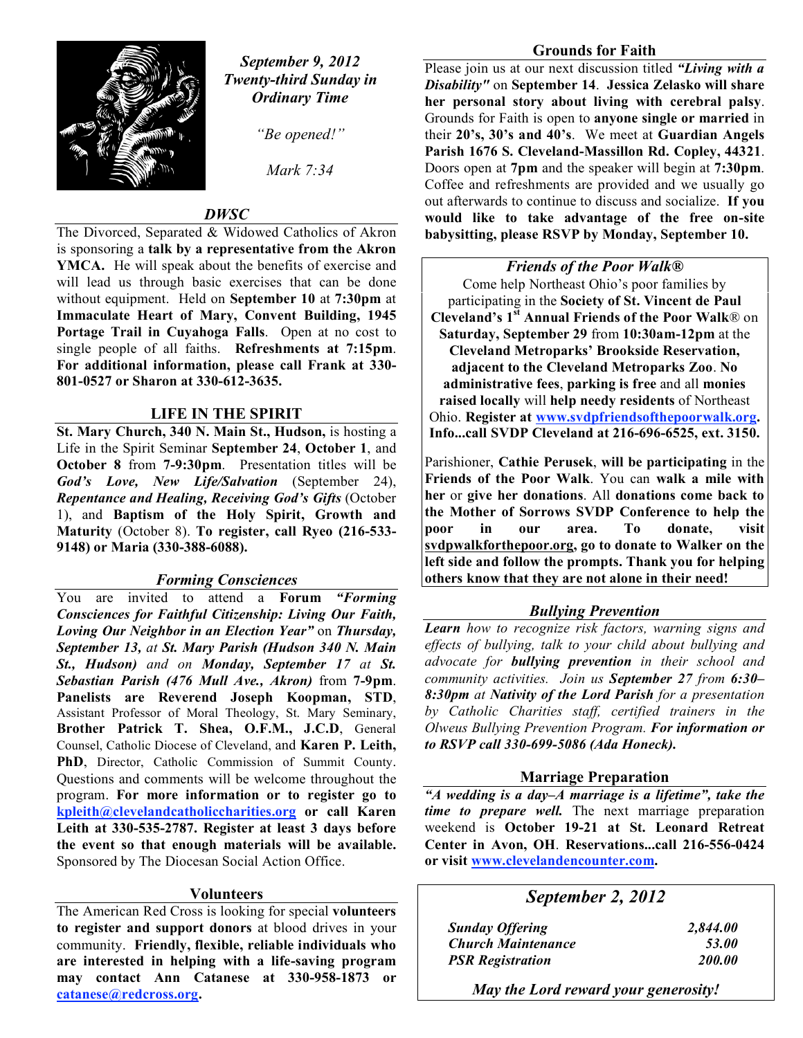*September 9, 2012*
*Twenty-third Sunday in Ordinary Time*

*"Be opened!"*

*Mark 7:34*

## *DWSC*

The Divorced, Separated & Widowed Catholics of Akron is sponsoring a **talk by a representative from the Akron YMCA.** He will speak about the benefits of exercise and will lead us through basic exercises that can be done without equipment. Held on **September 10** at **7:30pm** at **Immaculate Heart of Mary, Convent Building, 1945 Portage Trail in Cuyahoga Falls**. Open at no cost to single people of all faiths. **Refreshments at 7:15pm. For additional information, please call Frank at 330-801-0527 or Sharon at 330-612-3635.**

## LIFE IN THE SPIRIT

**St. Mary Church, 340 N. Main St., Hudson,** is hosting a Life in the Spirit Seminar **September 24**, **October 1**, and **October 8** from **7-9:30pm**. Presentation titles will be ***God's Love, New Life/Salvation*** (September 24), ***Repentance and Healing, Receiving God's Gifts*** (October 1), and **Baptism of the Holy Spirit, Growth and Maturity** (October 8). **To register, call Ryeo (216-533-9148) or Maria (330-388-6088).**

## *Forming Consciences*

You are invited to attend a **Forum *"Forming Consciences for Faithful Citizenship: Living Our Faith, Loving Our Neighbor in an Election Year"*** on ***Thursday, September 13,*** *at* ***St. Mary Parish (Hudson 340 N. Main St., Hudson)*** *and on* ***Monday, September 17*** *at* ***St. Sebastian Parish (476 Mull Ave., Akron)*** from **7-9pm**. **Panelists are Reverend Joseph Koopman, STD**, Assistant Professor of Moral Theology, St. Mary Seminary, **Brother Patrick T. Shea, O.F.M., J.C.D**, General Counsel, Catholic Diocese of Cleveland, and **Karen P. Leith, PhD**, Director, Catholic Commission of Summit County. Questions and comments will be welcome throughout the program. **For more information or to register go to kpleith@clevelandcatholiccharities.org or call Karen Leith at 330-535-2787. Register at least 3 days before the event so that enough materials will be available.** Sponsored by The Diocesan Social Action Office.

## Volunteers

The American Red Cross is looking for special **volunteers to register and support donors** at blood drives in your community. **Friendly, flexible, reliable individuals who are interested in helping with a life-saving program may contact Ann Catanese at 330-958-1873 or catanese@redcross.org.**

## Grounds for Faith

Please join us at our next discussion titled ***"Living with a Disability"*** on **September 14**. **Jessica Zelasko will share her personal story about living with cerebral palsy**. Grounds for Faith is open to **anyone single or married** in their **20's, 30's and 40's**. We meet at **Guardian Angels Parish 1676 S. Cleveland-Massillon Rd. Copley, 44321**. Doors open at **7pm** and the speaker will begin at **7:30pm**. Coffee and refreshments are provided and we usually go out afterwards to continue to discuss and socialize. **If you would like to take advantage of the free on-site babysitting, please RSVP by Monday, September 10.**

## *Friends of the Poor Walk®*

Come help Northeast Ohio's poor families by participating in the **Society of St. Vincent de Paul Cleveland's 1st Annual Friends of the Poor Walk**® on **Saturday, September 29** from **10:30am-12pm** at the **Cleveland Metroparks' Brookside Reservation, adjacent to the Cleveland Metroparks Zoo**. **No administrative fees**, **parking is free** and all **monies raised locally** will **help needy residents** of Northeast Ohio. **Register at www.svdpfriendsofthepoorwalk.org. Info...call SVDP Cleveland at 216-696-6525, ext. 3150.**

Parishioner, **Cathie Perusek**, **will be participating** in the **Friends of the Poor Walk**. You can **walk a mile with her** or **give her donations**. All **donations come back to the Mother of Sorrows SVDP Conference to help the poor in our area. To donate, visit svdpwalkforthepoor.org, go to donate to Walker on the left side and follow the prompts. Thank you for helping others know that they are not alone in their need!**

## *Bullying Prevention*

***Learn*** *how to recognize risk factors, warning signs and effects of bullying, talk to your child about bullying and advocate for* ***bullying prevention*** *in their school and community activities. Join us* ***September 27*** *from* ***6:30–8:30pm*** *at* ***Nativity of the Lord Parish*** *for a presentation by Catholic Charities staff, certified trainers in the Olweus Bullying Prevention Program.* ***For information or to RSVP call 330-699-5086 (Ada Honeck).***

## Marriage Preparation

***"A wedding is a day–A marriage is a lifetime", take the time to prepare well.*** The next marriage preparation weekend is **October 19-21 at St. Leonard Retreat Center in Avon, OH**. **Reservations...call 216-556-0424 or visit www.clevelandencounter.com.**

## *September 2, 2012*

| | |
|---|---|
| ***Sunday Offering*** | ***2,844.00*** |
| ***Church Maintenance*** | ***53.00*** |
| ***PSR Registration*** | ***200.00*** |

***May the Lord reward your generosity!***